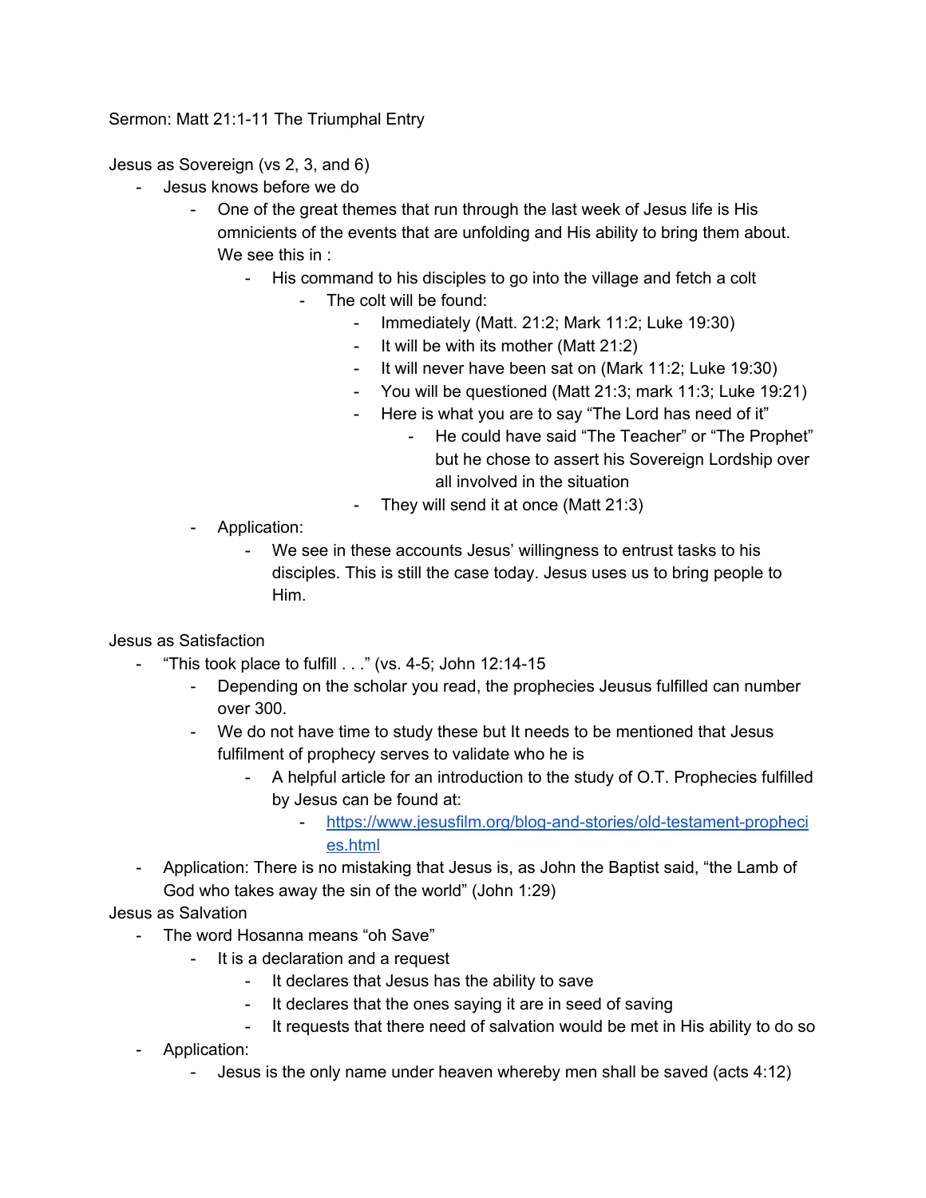Sermon: Matt 21:1-11 The Triumphal Entry

Jesus as Sovereign (vs 2, 3, and 6)

- Jesus knows before we do
    - One of the great themes that run through the last week of Jesus life is His omnicients of the events that are unfolding and His ability to bring them about. We see this in :
        - His command to his disciples to go into the village and fetch a colt
            - The colt will be found:
                - Immediately (Matt. 21:2; Mark 11:2; Luke 19:30)
                - It will be with its mother (Matt 21:2)
                - It will never have been sat on (Mark 11:2; Luke 19:30)
                - You will be questioned (Matt 21:3; mark 11:3; Luke 19:21)
                - Here is what you are to say "The Lord has need of it"
                    - He could have said "The Teacher" or "The Prophet" but he chose to assert his Sovereign Lordship over all involved in the situation
                - They will send it at once (Matt 21:3)
    - Application:
        - We see in these accounts Jesus' willingness to entrust tasks to his disciples. This is still the case today. Jesus uses us to bring people to Him.

Jesus as Satisfaction

- "This took place to fulfill . . ." (vs. 4-5; John 12:14-15
    - Depending on the scholar you read, the prophecies Jeusus fulfilled can number over 300.
    - We do not have time to study these but It needs to be mentioned that Jesus fulfilment of prophecy serves to validate who he is
        - A helpful article for an introduction to the study of O.T. Prophecies fulfilled by Jesus can be found at:
            - [https://www.jesusfilm.org/blog-and-stories/old-testament-prophecies.html](https://www.jesusfilm.org/blog-and-stories/old-testament-prophecies.html)
- Application: There is no mistaking that Jesus is, as John the Baptist said, "the Lamb of God who takes away the sin of the world" (John 1:29)

Jesus as Salvation

- The word Hosanna means "oh Save"
    - It is a declaration and a request
        - It declares that Jesus has the ability to save
        - It declares that the ones saying it are in seed of saving
        - It requests that there need of salvation would be met in His ability to do so
- Application:
    - Jesus is the only name under heaven whereby men shall be saved (acts 4:12)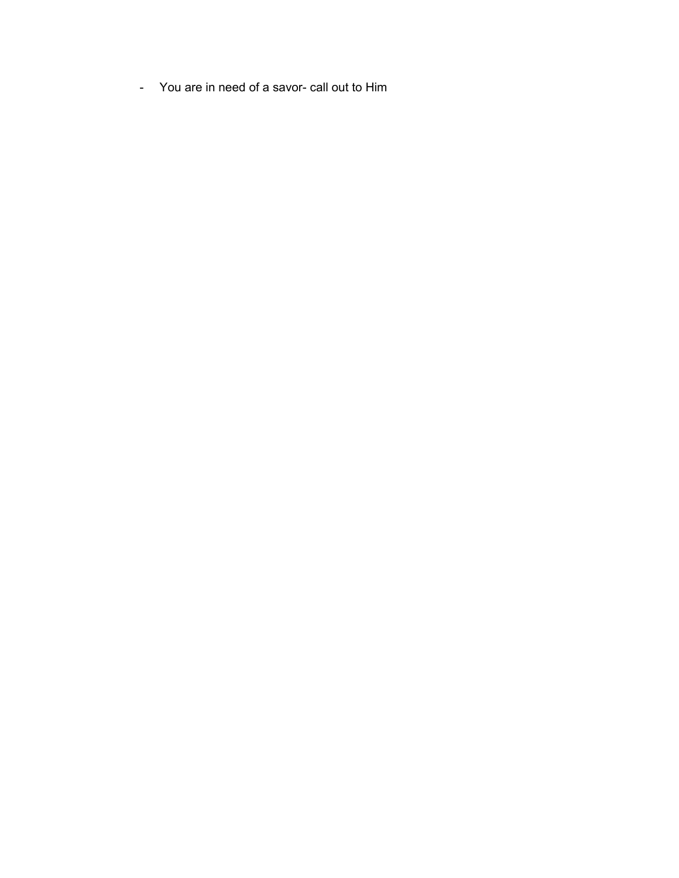- You are in need of a savor- call out to Him